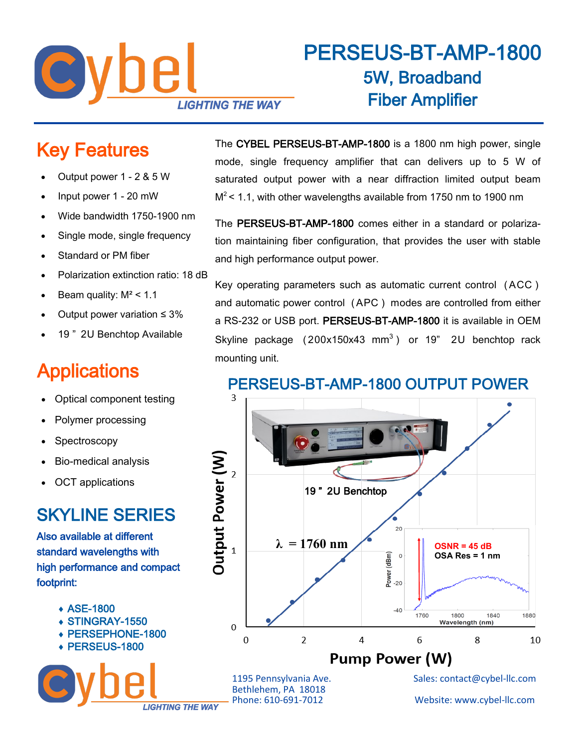# PERSEUS-BT-AMP-1800

## 5W, Broadband Fiber Amplifier

## Key Features

- Output power 1 - 2 & 5 W
- Input power 1 - 20 mW
- Wide bandwidth 1750-1900 nm
- Single mode, single frequency
- Standard or PM fiber
- Polarization extinction ratio: 18 dB
- Beam quality: $M^2 < 1.1$
- Output power variation ≤ 3%
- 19 " 2U Benchtop Available

## Applications

- Optical component testing
- Polymer processing
- Spectroscopy
- Bio-medical analysis
- OCT applications

## SKYLINE SERIES

Also available at different standard wavelengths with high performance and compact footprint:

- ASE-1800
- STINGRAY-1550
- PERSEPHONE-1800
- PERSEUS-1800

The **CYBEL PERSEUS-BT-AMP-1800** is a 1800 nm high power, single mode, single frequency amplifier that can delivers up to 5 W of saturated output power with a near diffraction limited output beam $M^2 < 1.1$, with other wavelengths available from 1750 nm to 1900 nm

The **PERSEUS-BT-AMP-1800** comes either in a standard or polarization maintaining fiber configuration, that provides the user with stable and high performance output power.

Key operating parameters such as automatic current control (ACC) and automatic power control (APC) modes are controlled from either a RS-232 or USB port. **PERSEUS-BT-AMP-1800** it is available in OEM Skyline package (200x150x43 mm$^3$) or 19" 2U benchtop rack mounting unit.

## PERSEUS-BT-AMP-1800 OUTPUT POWER

1195 Pennsylvania Ave.
Bethlehem, PA 18018
Phone: 610-691-7012

Sales: contact@cybel-llc.com

Website: www.cybel-llc.com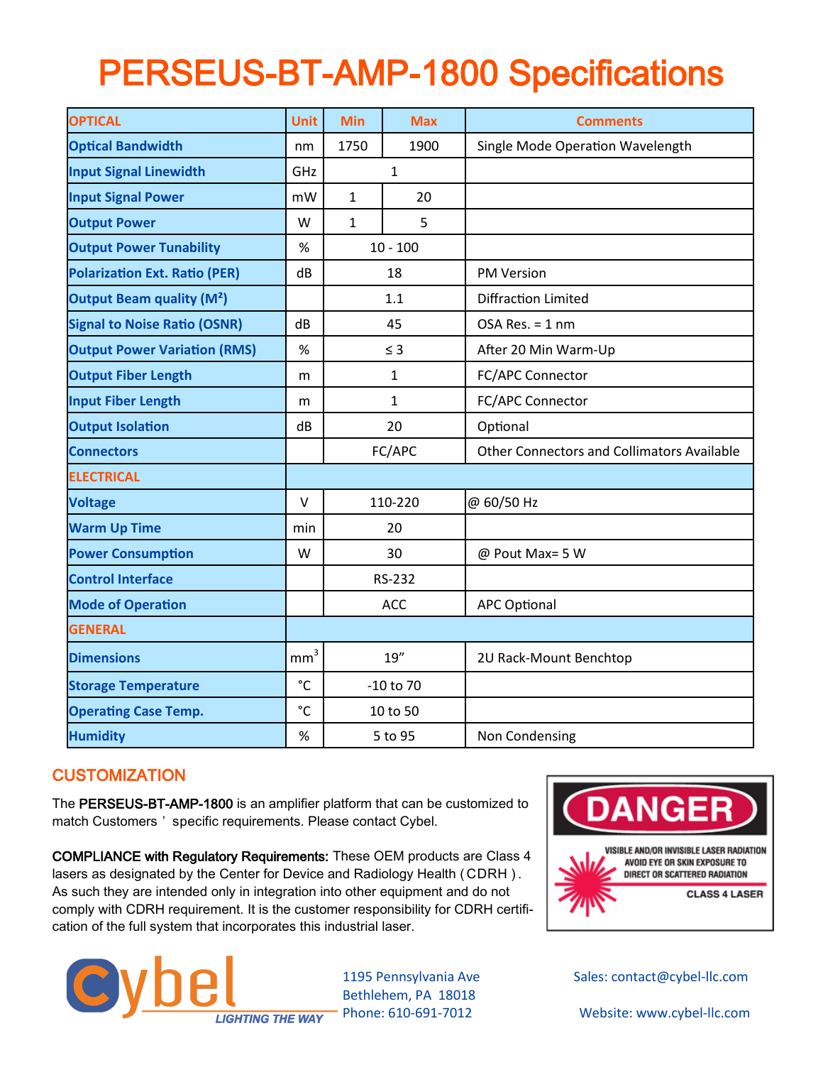# PERSEUS-BT-AMP-1800 Specifications

| OPTICAL | Unit | Min | Max | Comments |
|---|---|---|---|---|
| Optical Bandwidth | nm | 1750 | 1900 | Single Mode Operation Wavelength |
| Input Signal Linewidth | GHz | 1 | | |
| Input Signal Power | mW | 1 | 20 | |
| Output Power | W | 1 | 5 | |
| Output Power Tunability | % | 10 - 100 | | |
| Polarization Ext. Ratio (PER) | dB | 18 | | PM Version |
| Output Beam quality ($M^2$) | | 1.1 | | Diffraction Limited |
| Signal to Noise Ratio (OSNR) | dB | 45 | | OSA Res. = 1 nm |
| Output Power Variation (RMS) | % | ≤ 3 | | After 20 Min Warm-Up |
| Output Fiber Length | m | 1 | | FC/APC Connector |
| Input Fiber Length | m | 1 | | FC/APC Connector |
| Output Isolation | dB | 20 | | Optional |
| Connectors | | FC/APC | | Other Connectors and Collimators Available |
| ELECTRICAL | | | | |
| Voltage | V | 110-220 | | @ 60/50 Hz |
| Warm Up Time | min | 20 | | |
| Power Consumption | W | 30 | | @ Pout Max= 5 W |
| Control Interface | | RS-232 | | |
| Mode of Operation | | ACC | | APC Optional |
| GENERAL | | | | |
| Dimensions | $mm^3$ | 19” | | 2U Rack-Mount Benchtop |
| Storage Temperature | °C | -10 to 70 | | |
| Operating Case Temp. | °C | 10 to 50 | | |
| Humidity | % | 5 to 95 | | Non Condensing |

## CUSTOMIZATION

The **PERSEUS-BT-AMP-1800** is an amplifier platform that can be customized to match Customers’ specific requirements. Please contact Cybel.

**COMPLIANCE with Regulatory Requirements:** These OEM products are Class 4 lasers as designated by the Center for Device and Radiology Health (CDRH). As such they are intended only in integration into other equipment and do not comply with CDRH requirement. It is the customer responsibility for CDRH certification of the full system that incorporates this industrial laser.

DANGER

VISIBLE AND/OR INVISIBLE LASER RADIATION
AVOID EYE OR SKIN EXPOSURE TO
DIRECT OR SCATTERED RADIATION

CLASS 4 LASER

cybel
LIGHTING THE WAY

1195 Pennsylvania Ave
Bethlehem, PA 18018
Phone: 610-691-7012

Sales: contact@cybel-llc.com

Website: www.cybel-llc.com